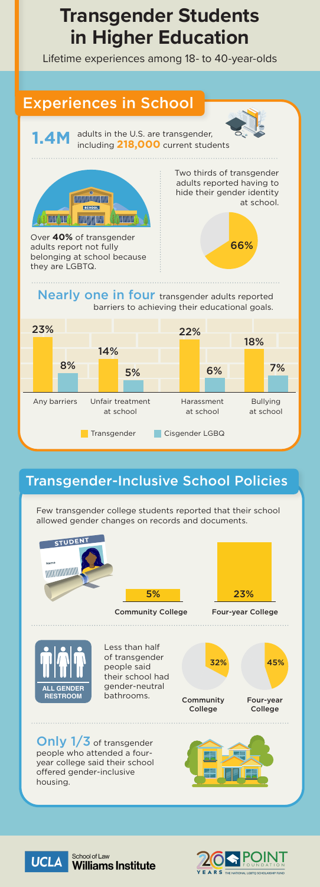# Transgender Students in Higher Education

Lifetime experiences among 18- to 40-year-olds

## Experiences in School

**1.4M** adults in the U.S. are transgender, including **218,000** current students

Over **40%** of transgender adults report not fully belonging at school because they are LGBTQ.

Two thirds of transgender adults reported having to hide their gender identity at school.

66%

### Nearly one in four transgender adults reported barriers to achieving their educational goals.

| | Transgender | Cisgender LGBQ |
|---|---|---|
| Any barriers | 23% | 8% |
| Unfair treatment at school | 14% | 5% |
| Harassment at school | 22% | 6% |
| Bullying at school | 18% | 7% |

## Transgender-Inclusive School Policies

Few transgender college students reported that their school allowed gender changes on records and documents.

| Community College | Four-year College |
|---|---|
| 5% | 23% |

ALL GENDER RESTROOM

Less than half of transgender people said their school had gender-neutral bathrooms.

| Community College | Four-year College |
|---|---|
| 32% | 45% |

**Only 1/3** of transgender people who attended a four-year college said their school offered gender-inclusive housing.

UCLA School of Law Williams Institute

20 YEARS POINT FOUNDATION THE NATIONAL LGBTQ SCHOLARSHIP FUND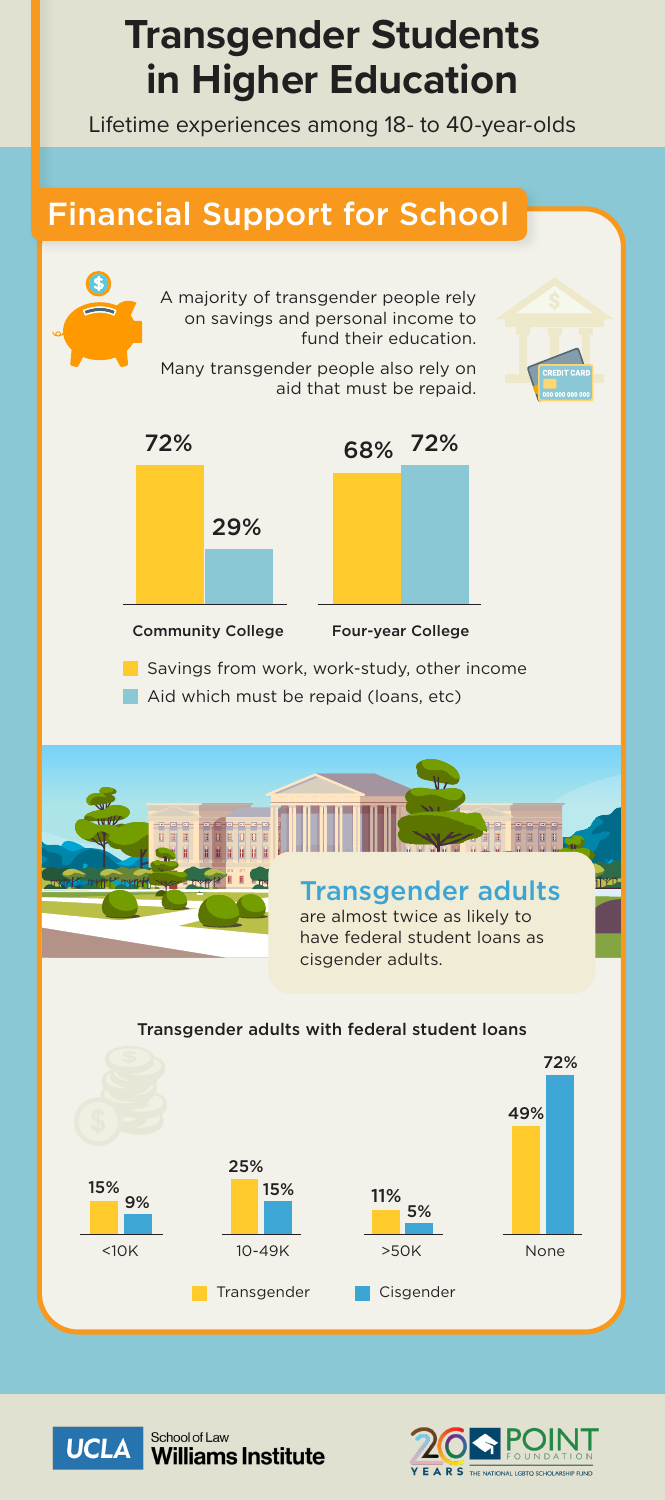# Transgender Students in Higher Education

Lifetime experiences among 18- to 40-year-olds

## Financial Support for School

A majority of transgender people rely on savings and personal income to fund their education.

Many transgender people also rely on aid that must be repaid.

72%
29%
Community College

68%
72%
Four-year College

Savings from work, work-study, other income

Aid which must be repaid (loans, etc)

**Transgender adults** are almost twice as likely to have federal student loans as cisgender adults.

Transgender adults with federal student loans

15%
9%
<10K

25%
15%
10-49K

11%
5%
>50K

49%
72%
None

Transgender

Cisgender

UCLA School of Law Williams Institute

20 YEARS POINT FOUNDATION THE NATIONAL LGBTQ SCHOLARSHIP FUND